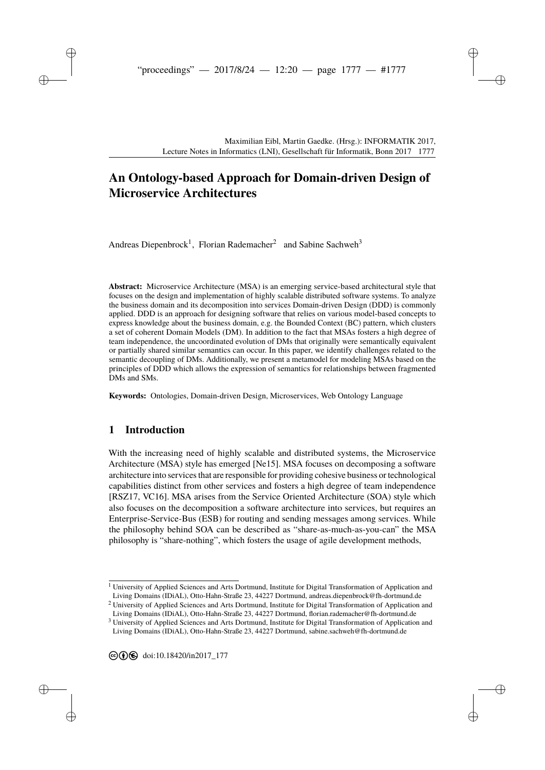# An Ontology-based Approach for Domain-driven Design of Microservice Architectures

Andreas Diepenbrock[1], Florian Rademacher[2] and Sabine Sachweh[3]

**Abstract:** Microservice Architecture (MSA) is an emerging service-based architectural style that focuses on the design and implementation of highly scalable distributed software systems. To analyze the business domain and its decomposition into services Domain-driven Design (DDD) is commonly applied. DDD is an approach for designing software that relies on various model-based concepts to express knowledge about the business domain, e.g. the Bounded Context (BC) pattern, which clusters a set of coherent Domain Models (DM). In addition to the fact that MSAs fosters a high degree of team independence, the uncoordinated evolution of DMs that originally were semantically equivalent or partially shared similar semantics can occur. In this paper, we identify challenges related to the semantic decoupling of DMs. Additionally, we present a metamodel for modeling MSAs based on the principles of DDD which allows the expression of semantics for relationships between fragmented DMs and SMs.

**Keywords:** Ontologies, Domain-driven Design, Microservices, Web Ontology Language

## 1 Introduction

With the increasing need of highly scalable and distributed systems, the Microservice Architecture (MSA) style has emerged [Ne15]. MSA focuses on decomposing a software architecture into services that are responsible for providing cohesive business or technological capabilities distinct from other services and fosters a high degree of team independence [RSZ17, VC16]. MSA arises from the Service Oriented Architecture (SOA) style which also focuses on the decomposition a software architecture into services, but requires an Enterprise-Service-Bus (ESB) for routing and sending messages among services. While the philosophy behind SOA can be described as "share-as-much-as-you-can" the MSA philosophy is "share-nothing", which fosters the usage of agile development methods,

---

[1] University of Applied Sciences and Arts Dortmund, Institute for Digital Transformation of Application and Living Domains (IDiAL), Otto-Hahn-Straße 23, 44227 Dortmund, andreas.diepenbrock@fh-dortmund.de

[2] University of Applied Sciences and Arts Dortmund, Institute for Digital Transformation of Application and Living Domains (IDiAL), Otto-Hahn-Straße 23, 44227 Dortmund, florian.rademacher@fh-dortmund.de

[3] University of Applied Sciences and Arts Dortmund, Institute for Digital Transformation of Application and Living Domains (IDiAL), Otto-Hahn-Straße 23, 44227 Dortmund, sabine.sachweh@fh-dortmund.de

doi:10.18420/in2017_177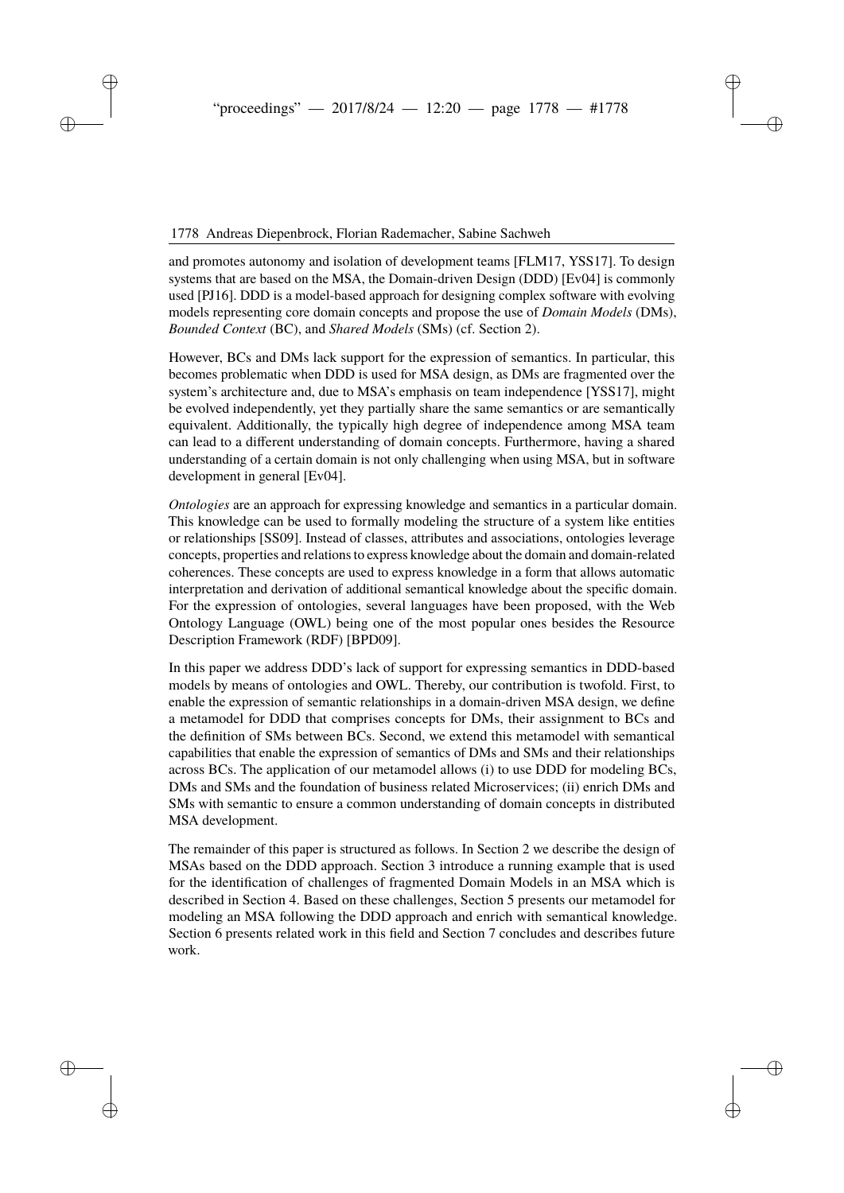and promotes autonomy and isolation of development teams [FLM17, YSS17]. To design systems that are based on the MSA, the Domain-driven Design (DDD) [Ev04] is commonly used [PJ16]. DDD is a model-based approach for designing complex software with evolving models representing core domain concepts and propose the use of *Domain Models* (DMs), *Bounded Context* (BC), and *Shared Models* (SMs) (cf. Section 2).

However, BCs and DMs lack support for the expression of semantics. In particular, this becomes problematic when DDD is used for MSA design, as DMs are fragmented over the system's architecture and, due to MSA's emphasis on team independence [YSS17], might be evolved independently, yet they partially share the same semantics or are semantically equivalent. Additionally, the typically high degree of independence among MSA team can lead to a different understanding of domain concepts. Furthermore, having a shared understanding of a certain domain is not only challenging when using MSA, but in software development in general [Ev04].

*Ontologies* are an approach for expressing knowledge and semantics in a particular domain. This knowledge can be used to formally modeling the structure of a system like entities or relationships [SS09]. Instead of classes, attributes and associations, ontologies leverage concepts, properties and relations to express knowledge about the domain and domain-related coherences. These concepts are used to express knowledge in a form that allows automatic interpretation and derivation of additional semantical knowledge about the specific domain. For the expression of ontologies, several languages have been proposed, with the Web Ontology Language (OWL) being one of the most popular ones besides the Resource Description Framework (RDF) [BPD09].

In this paper we address DDD's lack of support for expressing semantics in DDD-based models by means of ontologies and OWL. Thereby, our contribution is twofold. First, to enable the expression of semantic relationships in a domain-driven MSA design, we define a metamodel for DDD that comprises concepts for DMs, their assignment to BCs and the definition of SMs between BCs. Second, we extend this metamodel with semantical capabilities that enable the expression of semantics of DMs and SMs and their relationships across BCs. The application of our metamodel allows (i) to use DDD for modeling BCs, DMs and SMs and the foundation of business related Microservices; (ii) enrich DMs and SMs with semantic to ensure a common understanding of domain concepts in distributed MSA development.

The remainder of this paper is structured as follows. In Section 2 we describe the design of MSAs based on the DDD approach. Section 3 introduce a running example that is used for the identification of challenges of fragmented Domain Models in an MSA which is described in Section 4. Based on these challenges, Section 5 presents our metamodel for modeling an MSA following the DDD approach and enrich with semantical knowledge. Section 6 presents related work in this field and Section 7 concludes and describes future work.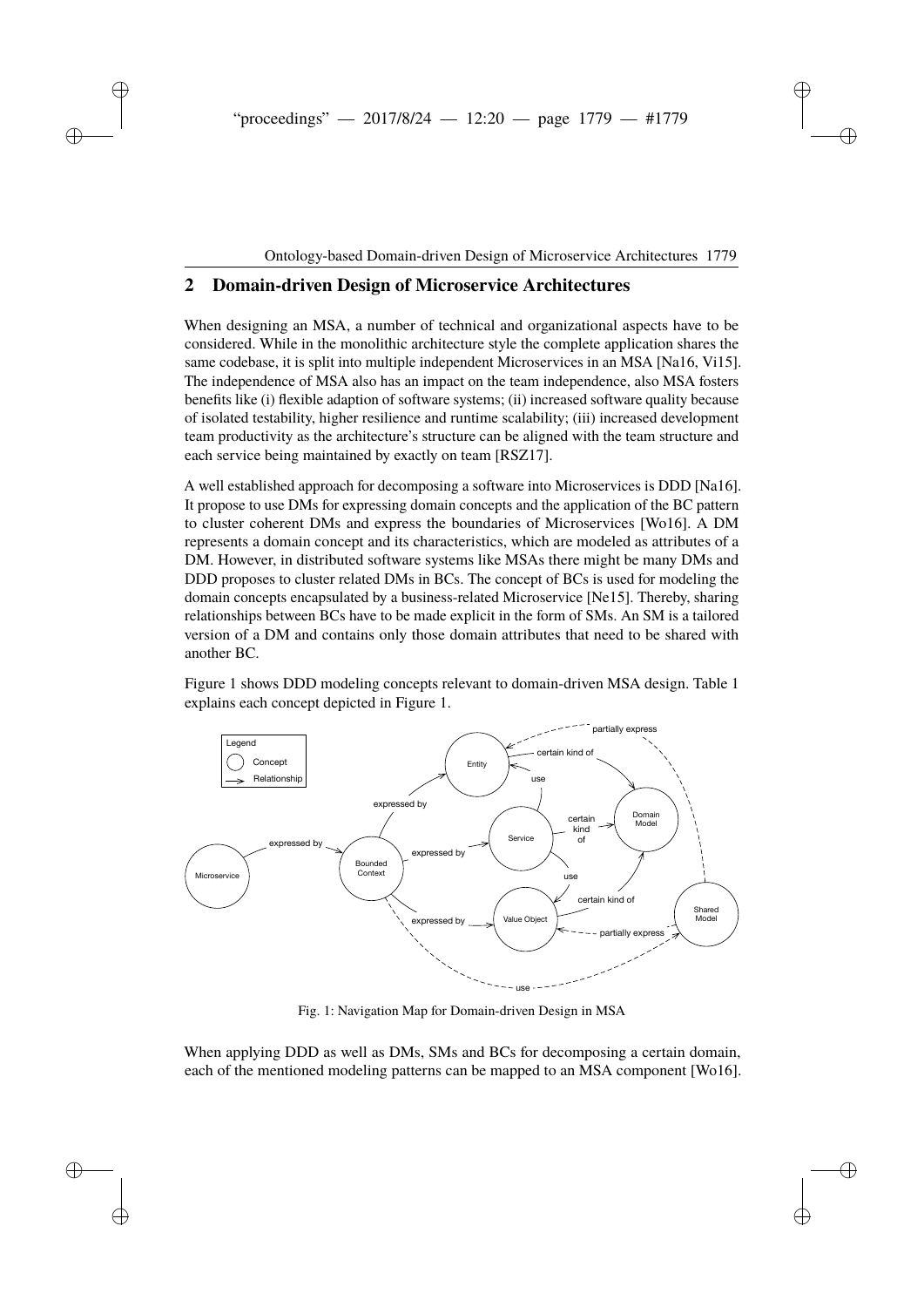## 2 Domain-driven Design of Microservice Architectures

When designing an MSA, a number of technical and organizational aspects have to be considered. While in the monolithic architecture style the complete application shares the same codebase, it is split into multiple independent Microservices in an MSA [Na16, Vi15]. The independence of MSA also has an impact on the team independence, also MSA fosters benefits like (i) flexible adaption of software systems; (ii) increased software quality because of isolated testability, higher resilience and runtime scalability; (iii) increased development team productivity as the architecture's structure can be aligned with the team structure and each service being maintained by exactly on team [RSZ17].

A well established approach for decomposing a software into Microservices is DDD [Na16]. It propose to use DMs for expressing domain concepts and the application of the BC pattern to cluster coherent DMs and express the boundaries of Microservices [Wo16]. A DM represents a domain concept and its characteristics, which are modeled as attributes of a DM. However, in distributed software systems like MSAs there might be many DMs and DDD proposes to cluster related DMs in BCs. The concept of BCs is used for modeling the domain concepts encapsulated by a business-related Microservice [Ne15]. Thereby, sharing relationships between BCs have to be made explicit in the form of SMs. An SM is a tailored version of a DM and contains only those domain attributes that need to be shared with another BC.

Figure 1 shows DDD modeling concepts relevant to domain-driven MSA design. Table 1 explains each concept depicted in Figure 1.

Fig. 1: Navigation Map for Domain-driven Design in MSA

When applying DDD as well as DMs, SMs and BCs for decomposing a certain domain, each of the mentioned modeling patterns can be mapped to an MSA component [Wo16].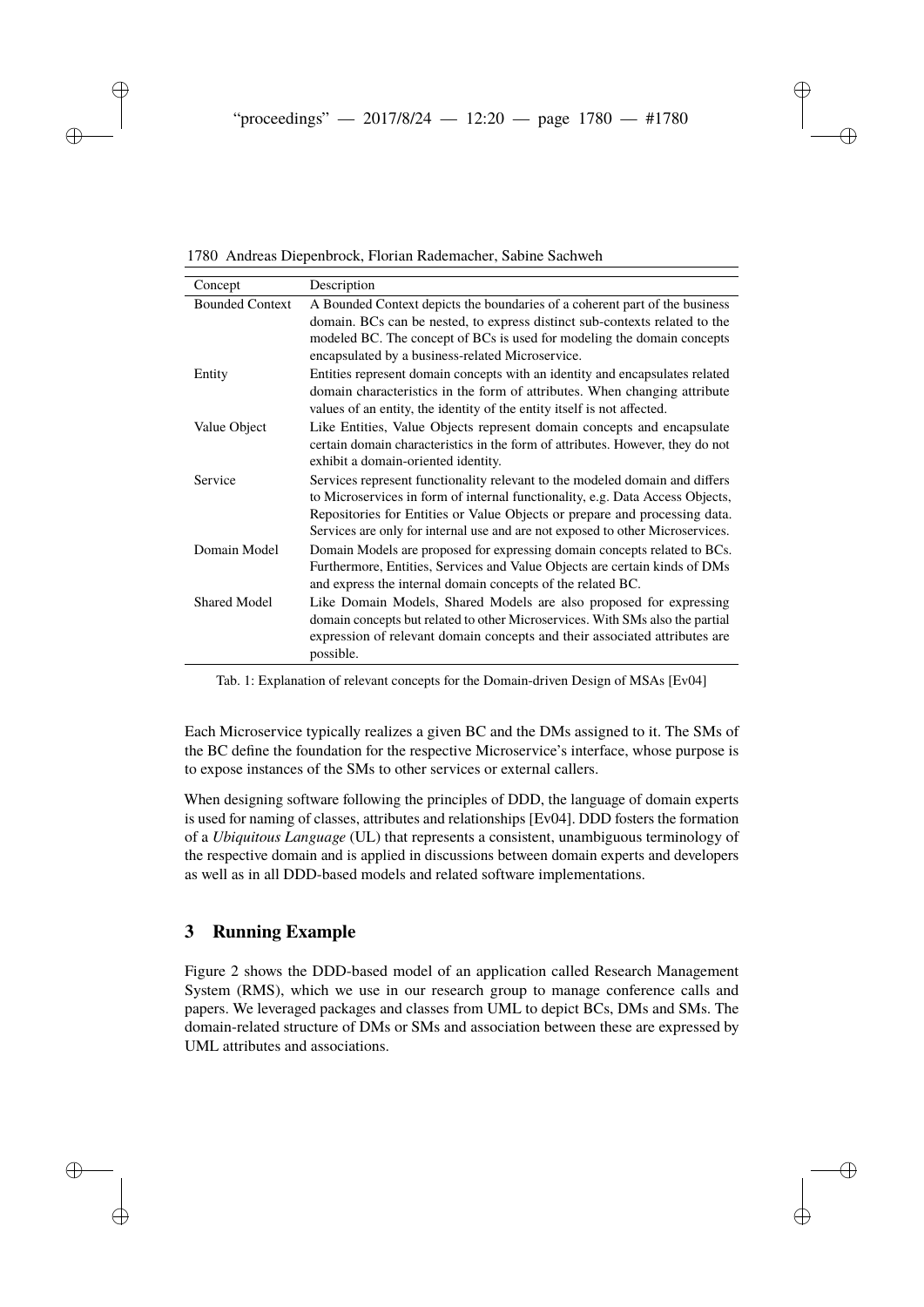| Concept | Description |
| --- | --- |
| Bounded Context | A Bounded Context depicts the boundaries of a coherent part of the business domain. BCs can be nested, to express distinct sub-contexts related to the modeled BC. The concept of BCs is used for modeling the domain concepts encapsulated by a business-related Microservice. |
| Entity | Entities represent domain concepts with an identity and encapsulates related domain characteristics in the form of attributes. When changing attribute values of an entity, the identity of the entity itself is not affected. |
| Value Object | Like Entities, Value Objects represent domain concepts and encapsulate certain domain characteristics in the form of attributes. However, they do not exhibit a domain-oriented identity. |
| Service | Services represent functionality relevant to the modeled domain and differs to Microservices in form of internal functionality, e.g. Data Access Objects, Repositories for Entities or Value Objects or prepare and processing data. Services are only for internal use and are not exposed to other Microservices. |
| Domain Model | Domain Models are proposed for expressing domain concepts related to BCs. Furthermore, Entities, Services and Value Objects are certain kinds of DMs and express the internal domain concepts of the related BC. |
| Shared Model | Like Domain Models, Shared Models are also proposed for expressing domain concepts but related to other Microservices. With SMs also the partial expression of relevant domain concepts and their associated attributes are possible. |

Tab. 1: Explanation of relevant concepts for the Domain-driven Design of MSAs [Ev04]

Each Microservice typically realizes a given BC and the DMs assigned to it. The SMs of the BC define the foundation for the respective Microservice's interface, whose purpose is to expose instances of the SMs to other services or external callers.

When designing software following the principles of DDD, the language of domain experts is used for naming of classes, attributes and relationships [Ev04]. DDD fosters the formation of a *Ubiquitous Language* (UL) that represents a consistent, unambiguous terminology of the respective domain and is applied in discussions between domain experts and developers as well as in all DDD-based models and related software implementations.

## 3 Running Example

Figure 2 shows the DDD-based model of an application called Research Management System (RMS), which we use in our research group to manage conference calls and papers. We leveraged packages and classes from UML to depict BCs, DMs and SMs. The domain-related structure of DMs or SMs and association between these are expressed by UML attributes and associations.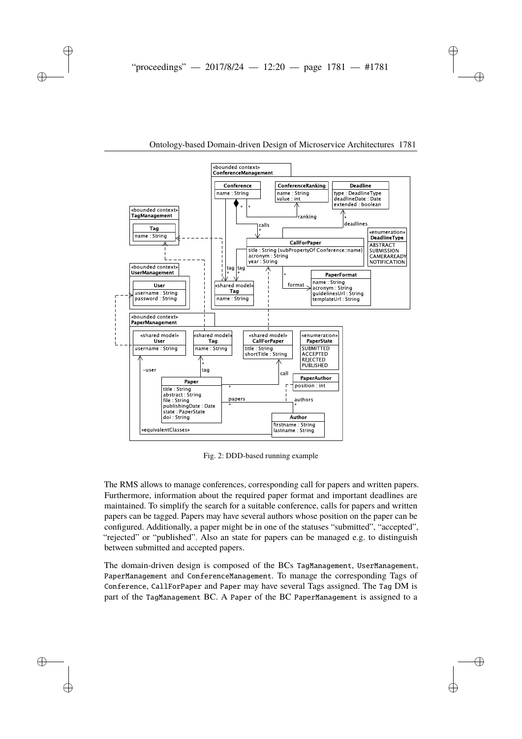Fig. 2: DDD-based running example

The RMS allows to manage conferences, corresponding call for papers and written papers. Furthermore, information about the required paper format and important deadlines are maintained. To simplify the search for a suitable conference, calls for papers and written papers can be tagged. Papers may have several authors whose position on the paper can be configured. Additionally, a paper might be in one of the statuses "submitted", "accepted", "rejected" or "published". Also an state for papers can be managed e.g. to distinguish between submitted and accepted papers.

The domain-driven design is composed of the BCs `TagManagement`, `UserManagement`, `PaperManagement` and `ConferenceManagement`. To manage the corresponding Tags of `Conference`, `CallForPaper` and `Paper` may have several Tags assigned. The `Tag` DM is part of the `TagManagement` BC. A `Paper` of the BC `PaperManagement` is assigned to a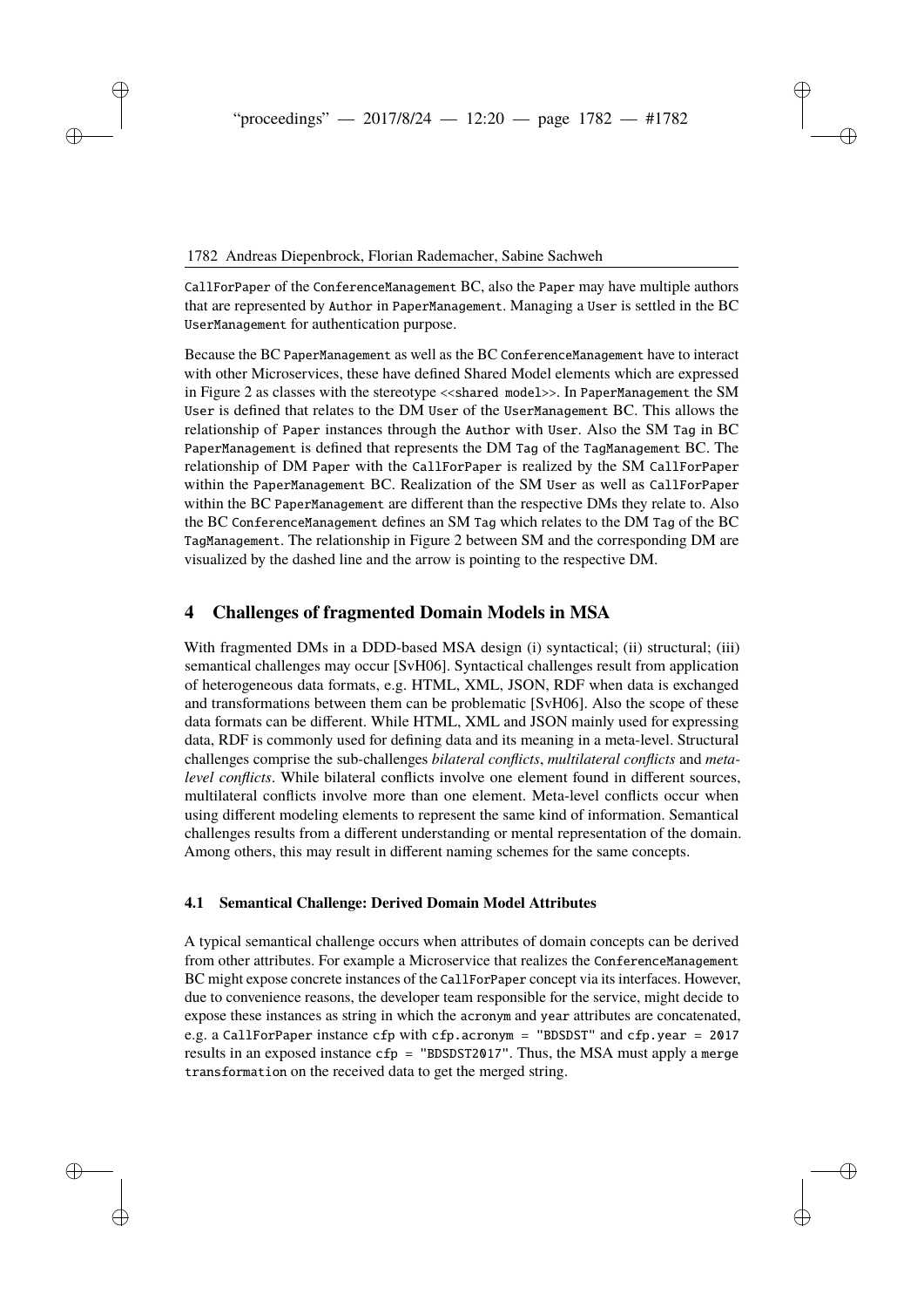`CallForPaper` of the `ConferenceManagement` BC, also the `Paper` may have multiple authors that are represented by `Author` in `PaperManagement`. Managing a `User` is settled in the BC `UserManagement` for authentication purpose.

Because the BC `PaperManagement` as well as the BC `ConferenceManagement` have to interact with other Microservices, these have defined Shared Model elements which are expressed in Figure 2 as classes with the stereotype `<<shared model>>`. In `PaperManagement` the SM `User` is defined that relates to the DM `User` of the `UserManagement` BC. This allows the relationship of `Paper` instances through the `Author` with `User`. Also the SM `Tag` in BC `PaperManagement` is defined that represents the DM `Tag` of the `TagManagement` BC. The relationship of DM `Paper` with the `CallForPaper` is realized by the SM `CallForPaper` within the `PaperManagement` BC. Realization of the SM `User` as well as `CallForPaper` within the BC `PaperManagement` are different than the respective DMs they relate to. Also the BC `ConferenceManagement` defines an SM `Tag` which relates to the DM `Tag` of the BC `TagManagement`. The relationship in Figure 2 between SM and the corresponding DM are visualized by the dashed line and the arrow is pointing to the respective DM.

## 4 Challenges of fragmented Domain Models in MSA

With fragmented DMs in a DDD-based MSA design (i) syntactical; (ii) structural; (iii) semantical challenges may occur [SvH06]. Syntactical challenges result from application of heterogeneous data formats, e.g. HTML, XML, JSON, RDF when data is exchanged and transformations between them can be problematic [SvH06]. Also the scope of these data formats can be different. While HTML, XML and JSON mainly used for expressing data, RDF is commonly used for defining data and its meaning in a meta-level. Structural challenges comprise the sub-challenges *bilateral conflicts*, *multilateral conflicts* and *meta-level conflicts*. While bilateral conflicts involve one element found in different sources, multilateral conflicts involve more than one element. Meta-level conflicts occur when using different modeling elements to represent the same kind of information. Semantical challenges results from a different understanding or mental representation of the domain. Among others, this may result in different naming schemes for the same concepts.

### 4.1 Semantical Challenge: Derived Domain Model Attributes

A typical semantical challenge occurs when attributes of domain concepts can be derived from other attributes. For example a Microservice that realizes the `ConferenceManagement` BC might expose concrete instances of the `CallForPaper` concept via its interfaces. However, due to convenience reasons, the developer team responsible for the service, might decide to expose these instances as string in which the `acronym` and `year` attributes are concatenated, e.g. a `CallForPaper` instance `cfp` with `cfp.acronym = "BDSDST"` and `cfp.year = 2017` results in an exposed instance `cfp = "BDSDST2017"`. Thus, the MSA must apply a `merge transformation` on the received data to get the merged string.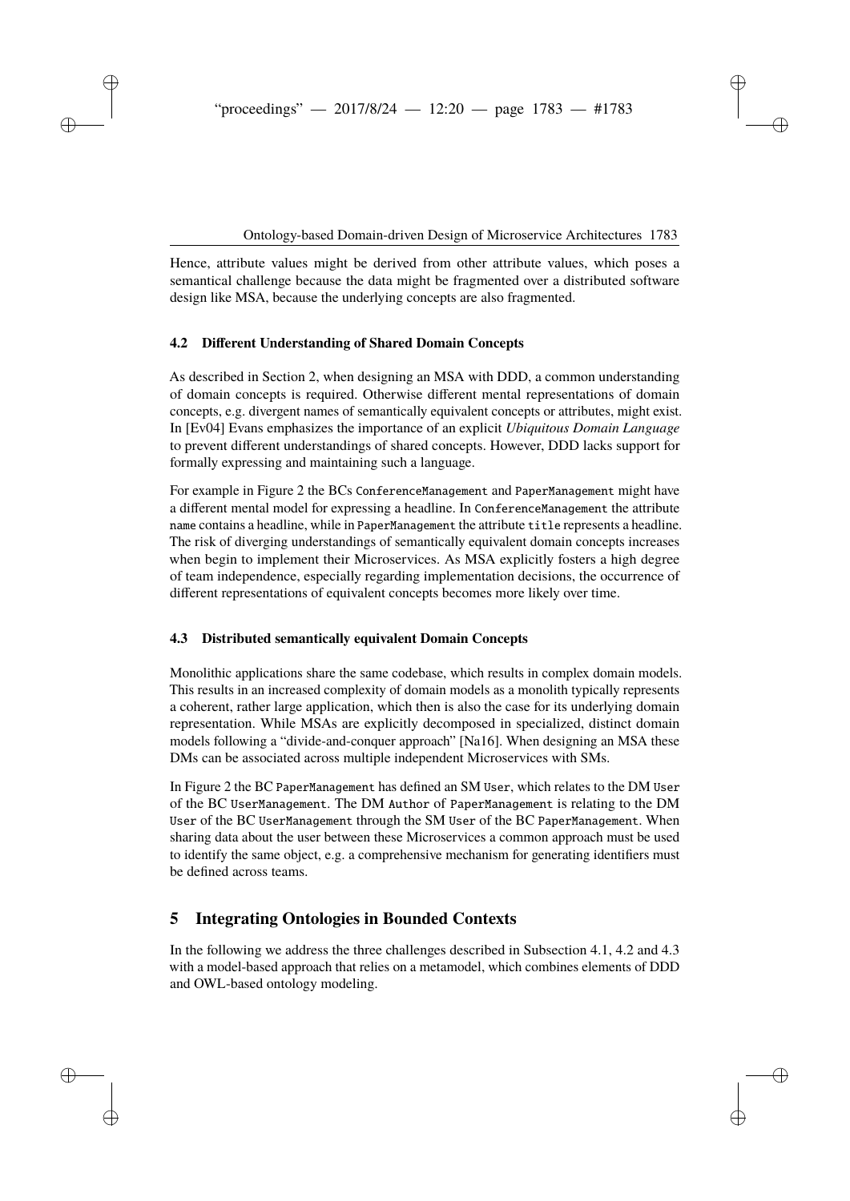Hence, attribute values might be derived from other attribute values, which poses a semantical challenge because the data might be fragmented over a distributed software design like MSA, because the underlying concepts are also fragmented.

### 4.2 Different Understanding of Shared Domain Concepts

As described in Section 2, when designing an MSA with DDD, a common understanding of domain concepts is required. Otherwise different mental representations of domain concepts, e.g. divergent names of semantically equivalent concepts or attributes, might exist. In [Ev04] Evans emphasizes the importance of an explicit *Ubiquitous Domain Language* to prevent different understandings of shared concepts. However, DDD lacks support for formally expressing and maintaining such a language.

For example in Figure 2 the BCs `ConferenceManagement` and `PaperManagement` might have a different mental model for expressing a headline. In `ConferenceManagement` the attribute `name` contains a headline, while in `PaperManagement` the attribute `title` represents a headline. The risk of diverging understandings of semantically equivalent domain concepts increases when begin to implement their Microservices. As MSA explicitly fosters a high degree of team independence, especially regarding implementation decisions, the occurrence of different representations of equivalent concepts becomes more likely over time.

### 4.3 Distributed semantically equivalent Domain Concepts

Monolithic applications share the same codebase, which results in complex domain models. This results in an increased complexity of domain models as a monolith typically represents a coherent, rather large application, which then is also the case for its underlying domain representation. While MSAs are explicitly decomposed in specialized, distinct domain models following a "divide-and-conquer approach" [Na16]. When designing an MSA these DMs can be associated across multiple independent Microservices with SMs.

In Figure 2 the BC `PaperManagement` has defined an SM `User`, which relates to the DM `User` of the BC `UserManagement`. The DM `Author` of `PaperManagement` is relating to the DM `User` of the BC `UserManagement` through the SM `User` of the BC `PaperManagement`. When sharing data about the user between these Microservices a common approach must be used to identify the same object, e.g. a comprehensive mechanism for generating identifiers must be defined across teams.

## 5 Integrating Ontologies in Bounded Contexts

In the following we address the three challenges described in Subsection 4.1, 4.2 and 4.3 with a model-based approach that relies on a metamodel, which combines elements of DDD and OWL-based ontology modeling.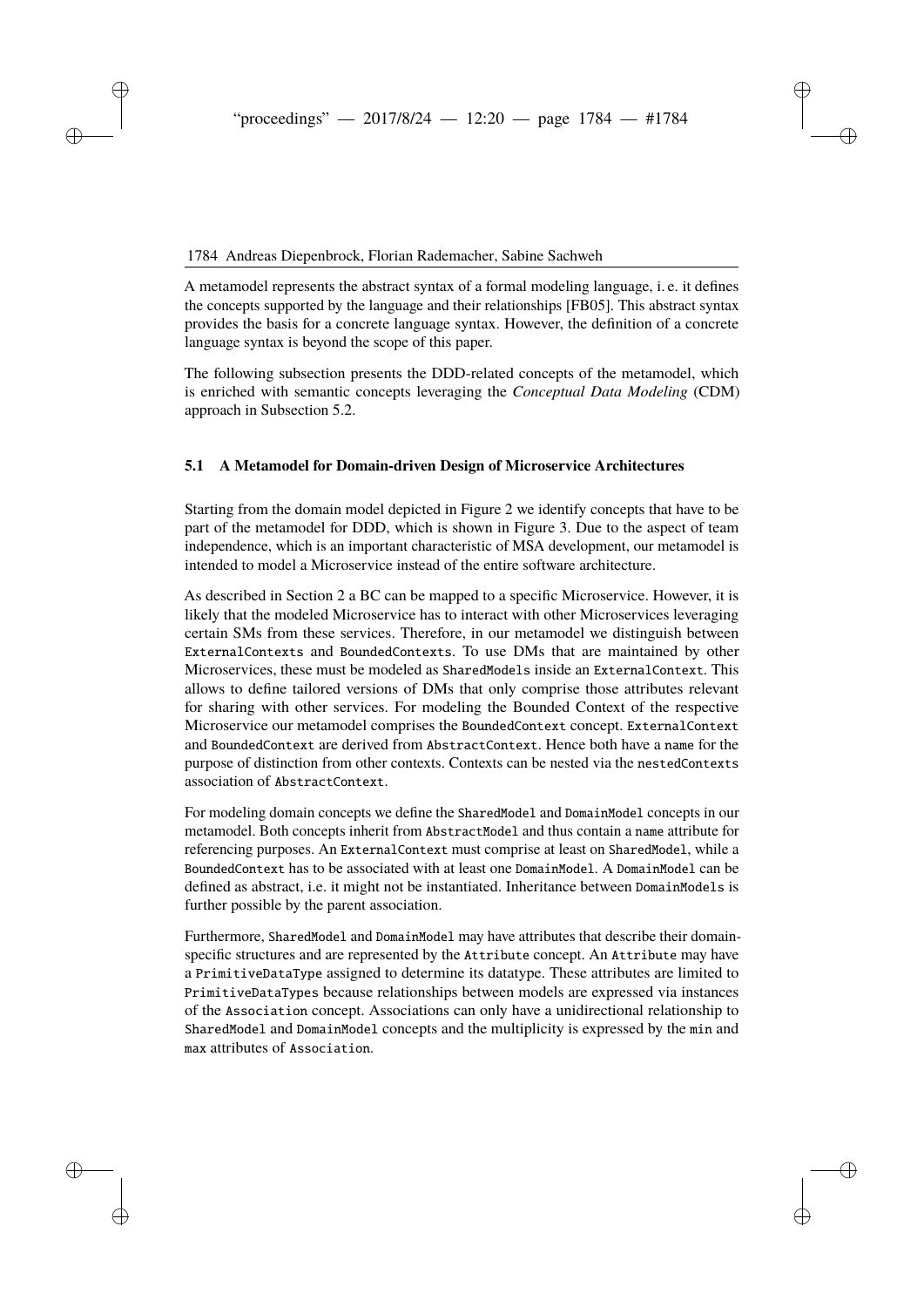A metamodel represents the abstract syntax of a formal modeling language, i. e. it defines the concepts supported by the language and their relationships [FB05]. This abstract syntax provides the basis for a concrete language syntax. However, the definition of a concrete language syntax is beyond the scope of this paper.

The following subsection presents the DDD-related concepts of the metamodel, which is enriched with semantic concepts leveraging the *Conceptual Data Modeling* (CDM) approach in Subsection 5.2.

### 5.1 A Metamodel for Domain-driven Design of Microservice Architectures

Starting from the domain model depicted in Figure 2 we identify concepts that have to be part of the metamodel for DDD, which is shown in Figure 3. Due to the aspect of team independence, which is an important characteristic of MSA development, our metamodel is intended to model a Microservice instead of the entire software architecture.

As described in Section 2 a BC can be mapped to a specific Microservice. However, it is likely that the modeled Microservice has to interact with other Microservices leveraging certain SMs from these services. Therefore, in our metamodel we distinguish between `ExternalContexts` and `BoundedContexts`. To use DMs that are maintained by other Microservices, these must be modeled as `SharedModels` inside an `ExternalContext`. This allows to define tailored versions of DMs that only comprise those attributes relevant for sharing with other services. For modeling the Bounded Context of the respective Microservice our metamodel comprises the `BoundedContext` concept. `ExternalContext` and `BoundedContext` are derived from `AbstractContext`. Hence both have a `name` for the purpose of distinction from other contexts. Contexts can be nested via the `nestedContexts` association of `AbstractContext`.

For modeling domain concepts we define the `SharedModel` and `DomainModel` concepts in our metamodel. Both concepts inherit from `AbstractModel` and thus contain a `name` attribute for referencing purposes. An `ExternalContext` must comprise at least on `SharedModel`, while a `BoundedContext` has to be associated with at least one `DomainModel`. A `DomainModel` can be defined as abstract, i.e. it might not be instantiated. Inheritance between `DomainModels` is further possible by the parent association.

Furthermore, `SharedModel` and `DomainModel` may have attributes that describe their domain-specific structures and are represented by the `Attribute` concept. An `Attribute` may have a `PrimitiveDataType` assigned to determine its datatype. These attributes are limited to `PrimitiveDataTypes` because relationships between models are expressed via instances of the `Association` concept. Associations can only have a unidirectional relationship to `SharedModel` and `DomainModel` concepts and the multiplicity is expressed by the `min` and `max` attributes of `Association`.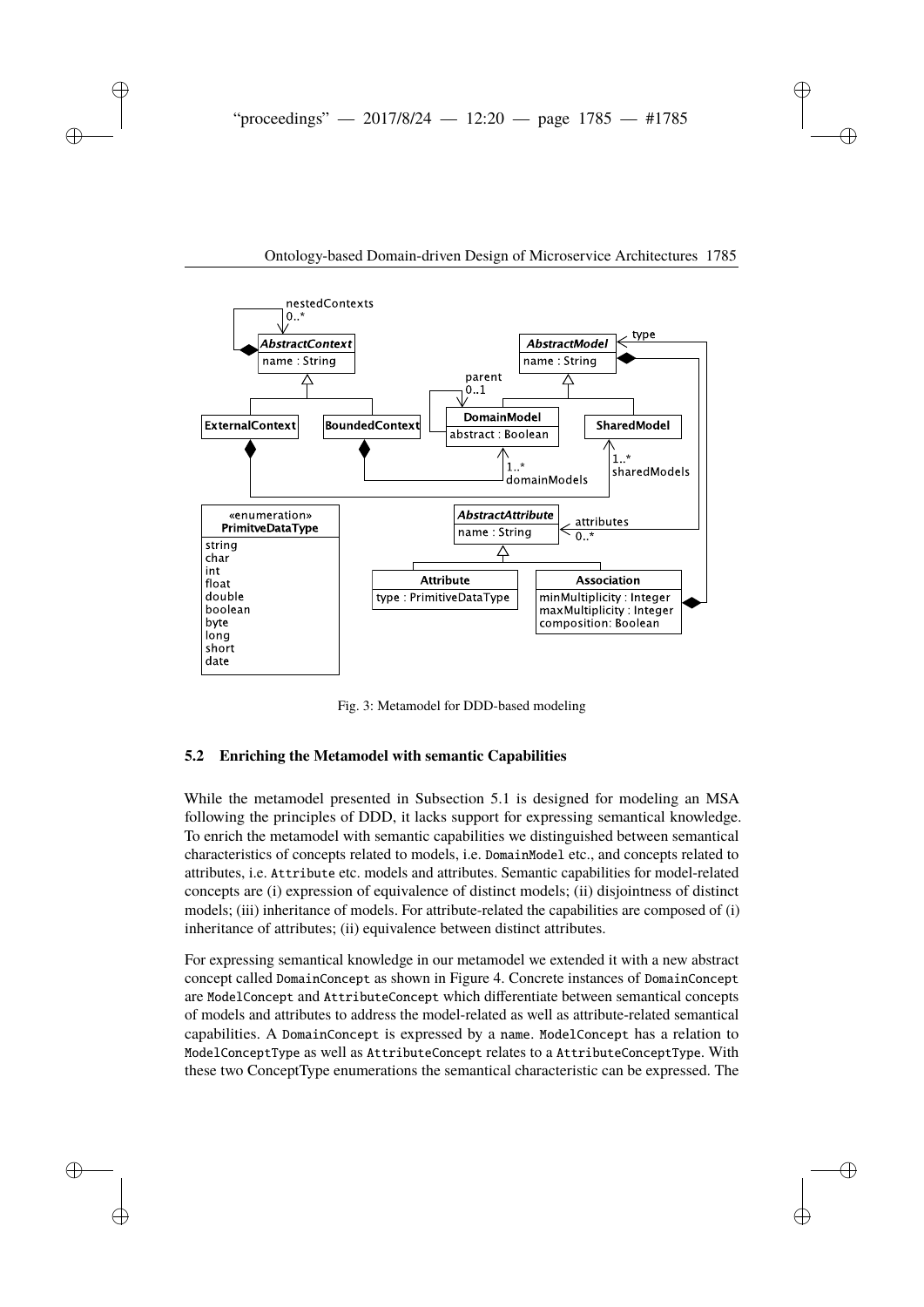Fig. 3: Metamodel for DDD-based modeling

### 5.2 Enriching the Metamodel with semantic Capabilities

While the metamodel presented in Subsection 5.1 is designed for modeling an MSA following the principles of DDD, it lacks support for expressing semantical knowledge. To enrich the metamodel with semantic capabilities we distinguished between semantical characteristics of concepts related to models, i.e. `DomainModel` etc., and concepts related to attributes, i.e. `Attribute` etc. models and attributes. Semantic capabilities for model-related concepts are (i) expression of equivalence of distinct models; (ii) disjointness of distinct models; (iii) inheritance of models. For attribute-related the capabilities are composed of (i) inheritance of attributes; (ii) equivalence between distinct attributes.

For expressing semantical knowledge in our metamodel we extended it with a new abstract concept called `DomainConcept` as shown in Figure 4. Concrete instances of `DomainConcept` are `ModelConcept` and `AttributeConcept` which differentiate between semantical concepts of models and attributes to address the model-related as well as attribute-related semantical capabilities. A `DomainConcept` is expressed by a `name`. `ModelConcept` has a relation to `ModelConceptType` as well as `AttributeConcept` relates to a `AttributeConceptType`. With these two ConceptType enumerations the semantical characteristic can be expressed. The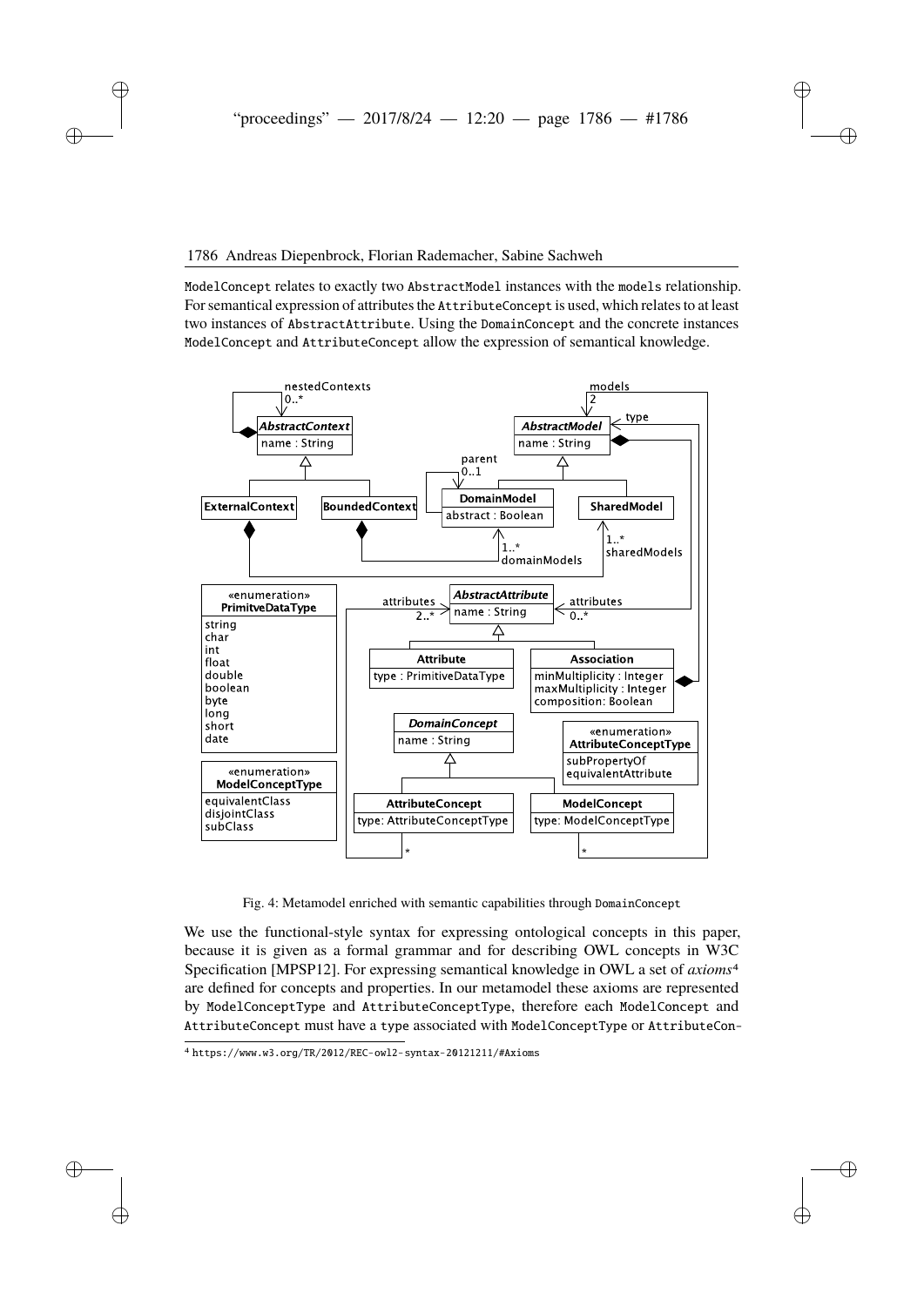ModelConcept relates to exactly two AbstractModel instances with the models relationship. For semantical expression of attributes the AttributeConcept is used, which relates to at least two instances of AbstractAttribute. Using the DomainConcept and the concrete instances ModelConcept and AttributeConcept allow the expression of semantical knowledge.

Fig. 4: Metamodel enriched with semantic capabilities through DomainConcept

We use the functional-style syntax for expressing ontological concepts in this paper, because it is given as a formal grammar and for describing OWL concepts in W3C Specification [MPSP12]. For expressing semantical knowledge in OWL a set of *axioms*[4] are defined for concepts and properties. In our metamodel these axioms are represented by ModelConceptType and AttributeConceptType, therefore each ModelConcept and AttributeConcept must have a type associated with ModelConceptType or AttributeCon-

[4] https://www.w3.org/TR/2012/REC-owl2-syntax-20121211/#Axioms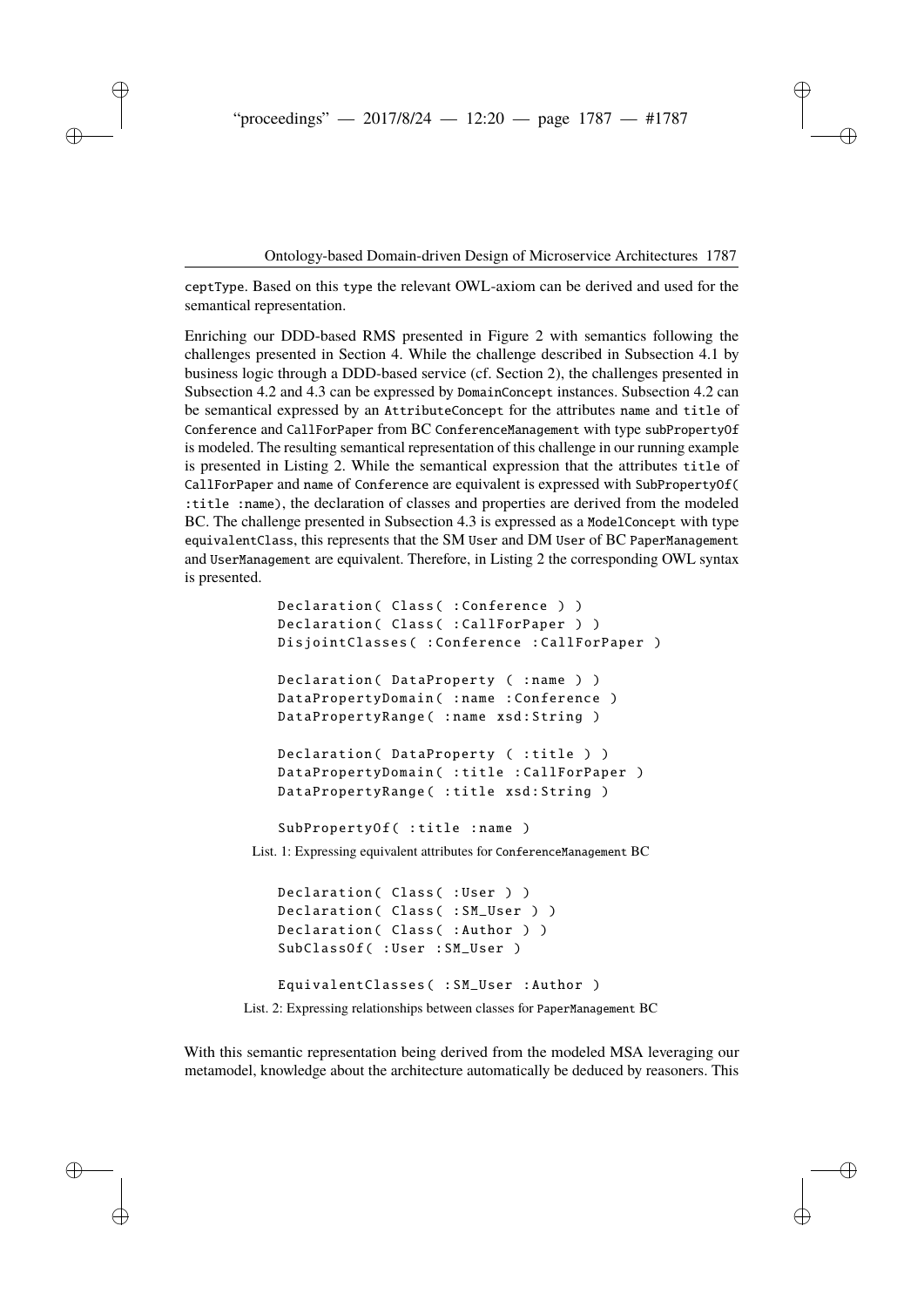ceptType. Based on this type the relevant OWL-axiom can be derived and used for the semantical representation.

Enriching our DDD-based RMS presented in Figure 2 with semantics following the challenges presented in Section 4. While the challenge described in Subsection 4.1 by business logic through a DDD-based service (cf. Section 2), the challenges presented in Subsection 4.2 and 4.3 can be expressed by DomainConcept instances. Subsection 4.2 can be semantical expressed by an AttributeConcept for the attributes name and title of Conference and CallForPaper from BC ConferenceManagement with type subPropertyOf is modeled. The resulting semantical representation of this challenge in our running example is presented in Listing 2. While the semantical expression that the attributes title of CallForPaper and name of Conference are equivalent is expressed with SubPropertyOf( :title :name), the declaration of classes and properties are derived from the modeled BC. The challenge presented in Subsection 4.3 is expressed as a ModelConcept with type equivalentClass, this represents that the SM User and DM User of BC PaperManagement and UserManagement are equivalent. Therefore, in Listing 2 the corresponding OWL syntax is presented.

```
Declaration( Class( :Conference ) )
Declaration( Class( :CallForPaper ) )
DisjointClasses( :Conference :CallForPaper )

Declaration( DataProperty ( :name ) )
DataPropertyDomain( :name :Conference )
DataPropertyRange( :name xsd:String )

Declaration( DataProperty ( :title ) )
DataPropertyDomain( :title :CallForPaper )
DataPropertyRange( :title xsd:String )

SubPropertyOf( :title :name )
```

List. 1: Expressing equivalent attributes for ConferenceManagement BC

```
Declaration( Class( :User ) )
Declaration( Class( :SM_User ) )
Declaration( Class( :Author ) )
SubClassOf( :User :SM_User )

EquivalentClasses( :SM_User :Author )
```

List. 2: Expressing relationships between classes for PaperManagement BC

With this semantic representation being derived from the modeled MSA leveraging our metamodel, knowledge about the architecture automatically be deduced by reasoners. This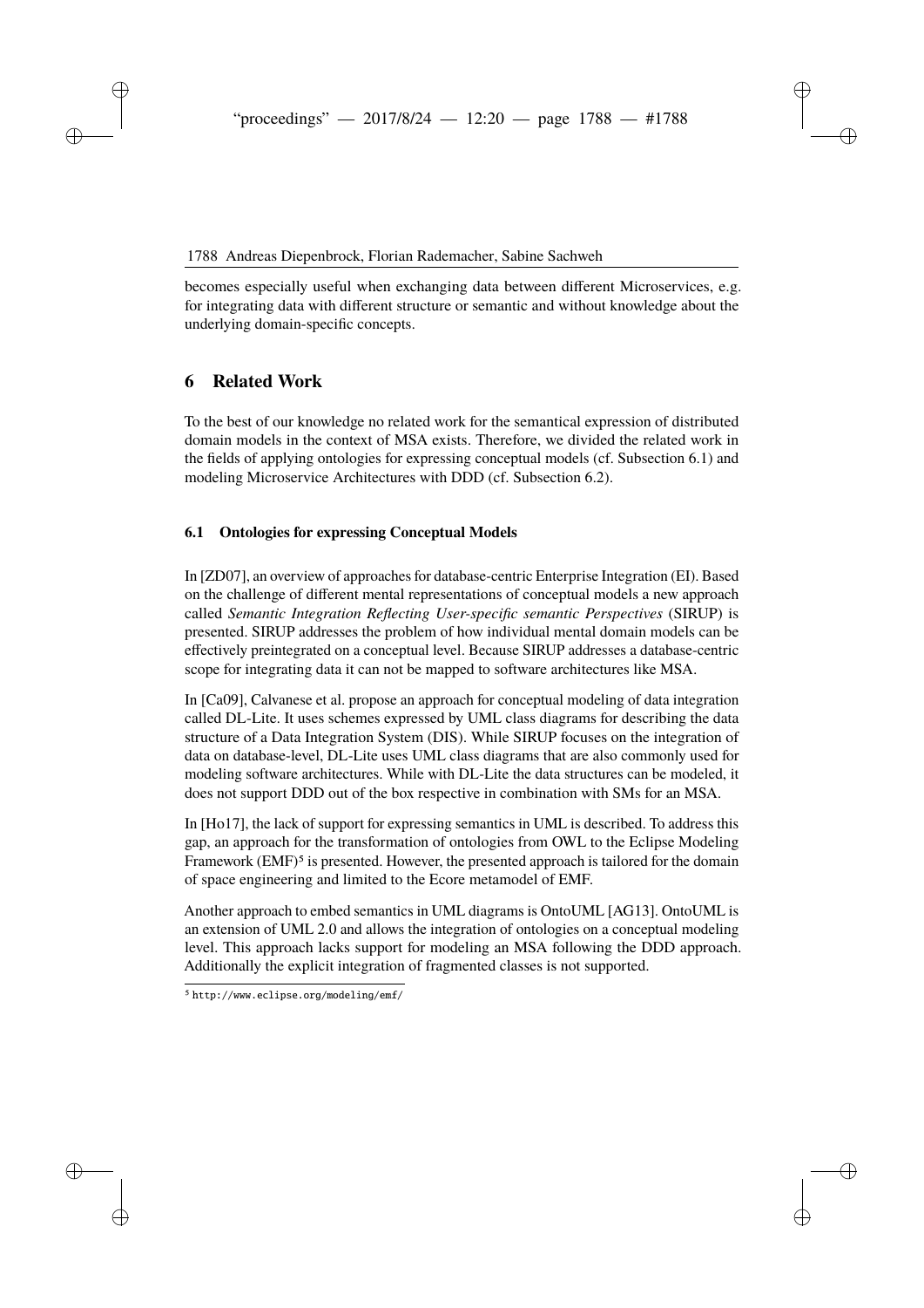becomes especially useful when exchanging data between different Microservices, e.g. for integrating data with different structure or semantic and without knowledge about the underlying domain-specific concepts.

## 6 Related Work

To the best of our knowledge no related work for the semantical expression of distributed domain models in the context of MSA exists. Therefore, we divided the related work in the fields of applying ontologies for expressing conceptual models (cf. Subsection 6.1) and modeling Microservice Architectures with DDD (cf. Subsection 6.2).

### 6.1 Ontologies for expressing Conceptual Models

In [ZD07], an overview of approaches for database-centric Enterprise Integration (EI). Based on the challenge of different mental representations of conceptual models a new approach called *Semantic Integration Reflecting User-specific semantic Perspectives* (SIRUP) is presented. SIRUP addresses the problem of how individual mental domain models can be effectively preintegrated on a conceptual level. Because SIRUP addresses a database-centric scope for integrating data it can not be mapped to software architectures like MSA.

In [Ca09], Calvanese et al. propose an approach for conceptual modeling of data integration called DL-Lite. It uses schemes expressed by UML class diagrams for describing the data structure of a Data Integration System (DIS). While SIRUP focuses on the integration of data on database-level, DL-Lite uses UML class diagrams that are also commonly used for modeling software architectures. While with DL-Lite the data structures can be modeled, it does not support DDD out of the box respective in combination with SMs for an MSA.

In [Ho17], the lack of support for expressing semantics in UML is described. To address this gap, an approach for the transformation of ontologies from OWL to the Eclipse Modeling Framework (EMF)[5] is presented. However, the presented approach is tailored for the domain of space engineering and limited to the Ecore metamodel of EMF.

Another approach to embed semantics in UML diagrams is OntoUML [AG13]. OntoUML is an extension of UML 2.0 and allows the integration of ontologies on a conceptual modeling level. This approach lacks support for modeling an MSA following the DDD approach. Additionally the explicit integration of fragmented classes is not supported.

[5] http://www.eclipse.org/modeling/emf/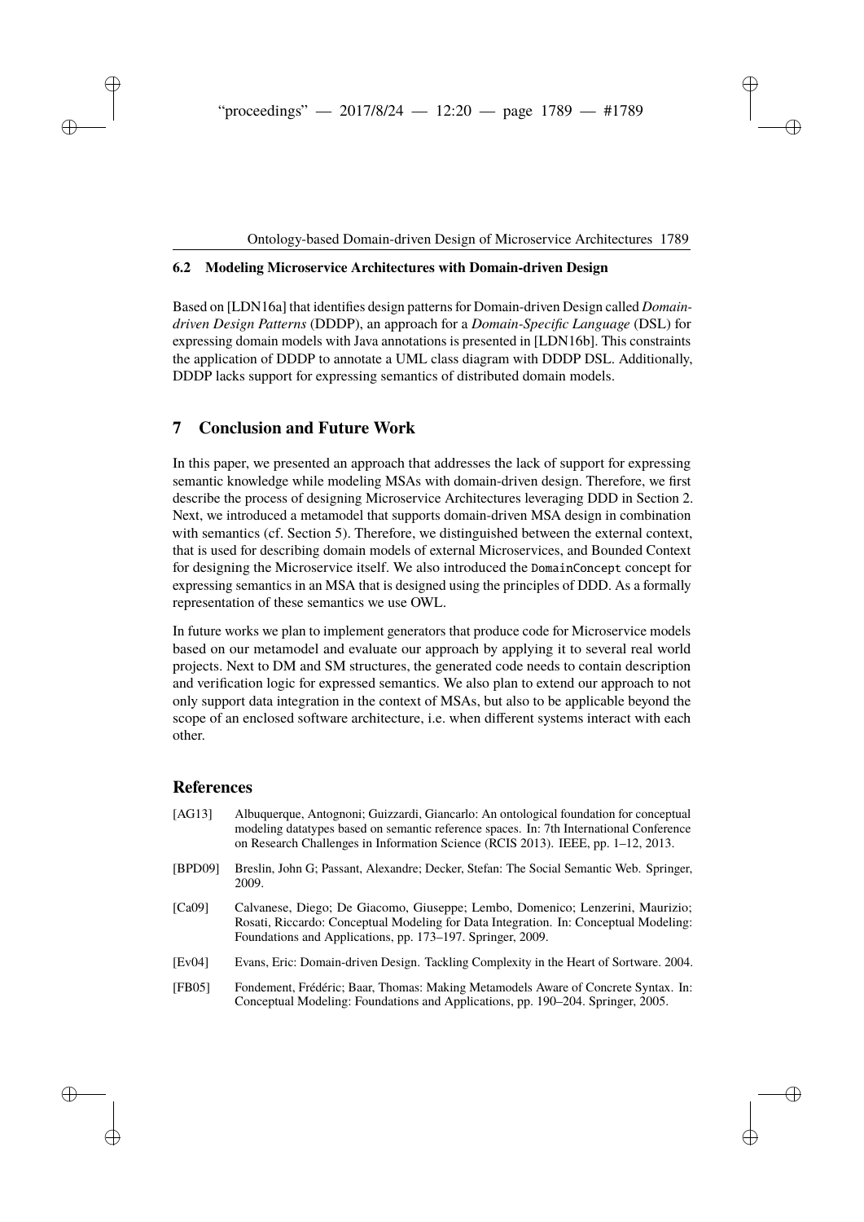### 6.2 Modeling Microservice Architectures with Domain-driven Design

Based on [LDN16a] that identifies design patterns for Domain-driven Design called *Domain-driven Design Patterns* (DDDP), an approach for a *Domain-Specific Language* (DSL) for expressing domain models with Java annotations is presented in [LDN16b]. This constraints the application of DDDP to annotate a UML class diagram with DDDP DSL. Additionally, DDDP lacks support for expressing semantics of distributed domain models.

## 7 Conclusion and Future Work

In this paper, we presented an approach that addresses the lack of support for expressing semantic knowledge while modeling MSAs with domain-driven design. Therefore, we first describe the process of designing Microservice Architectures leveraging DDD in Section 2. Next, we introduced a metamodel that supports domain-driven MSA design in combination with semantics (cf. Section 5). Therefore, we distinguished between the external context, that is used for describing domain models of external Microservices, and Bounded Context for designing the Microservice itself. We also introduced the `DomainConcept` concept for expressing semantics in an MSA that is designed using the principles of DDD. As a formally representation of these semantics we use OWL.

In future works we plan to implement generators that produce code for Microservice models based on our metamodel and evaluate our approach by applying it to several real world projects. Next to DM and SM structures, the generated code needs to contain description and verification logic for expressed semantics. We also plan to extend our approach to not only support data integration in the context of MSAs, but also to be applicable beyond the scope of an enclosed software architecture, i.e. when different systems interact with each other.

## References

[AG13] Albuquerque, Antognoni; Guizzardi, Giancarlo: An ontological foundation for conceptual modeling datatypes based on semantic reference spaces. In: 7th International Conference on Research Challenges in Information Science (RCIS 2013). IEEE, pp. 1–12, 2013.

[BPD09] Breslin, John G; Passant, Alexandre; Decker, Stefan: The Social Semantic Web. Springer, 2009.

[Ca09] Calvanese, Diego; De Giacomo, Giuseppe; Lembo, Domenico; Lenzerini, Maurizio; Rosati, Riccardo: Conceptual Modeling for Data Integration. In: Conceptual Modeling: Foundations and Applications, pp. 173–197. Springer, 2009.

[Ev04] Evans, Eric: Domain-driven Design. Tackling Complexity in the Heart of Sortware. 2004.

[FB05] Fondement, Frédéric; Baar, Thomas: Making Metamodels Aware of Concrete Syntax. In: Conceptual Modeling: Foundations and Applications, pp. 190–204. Springer, 2005.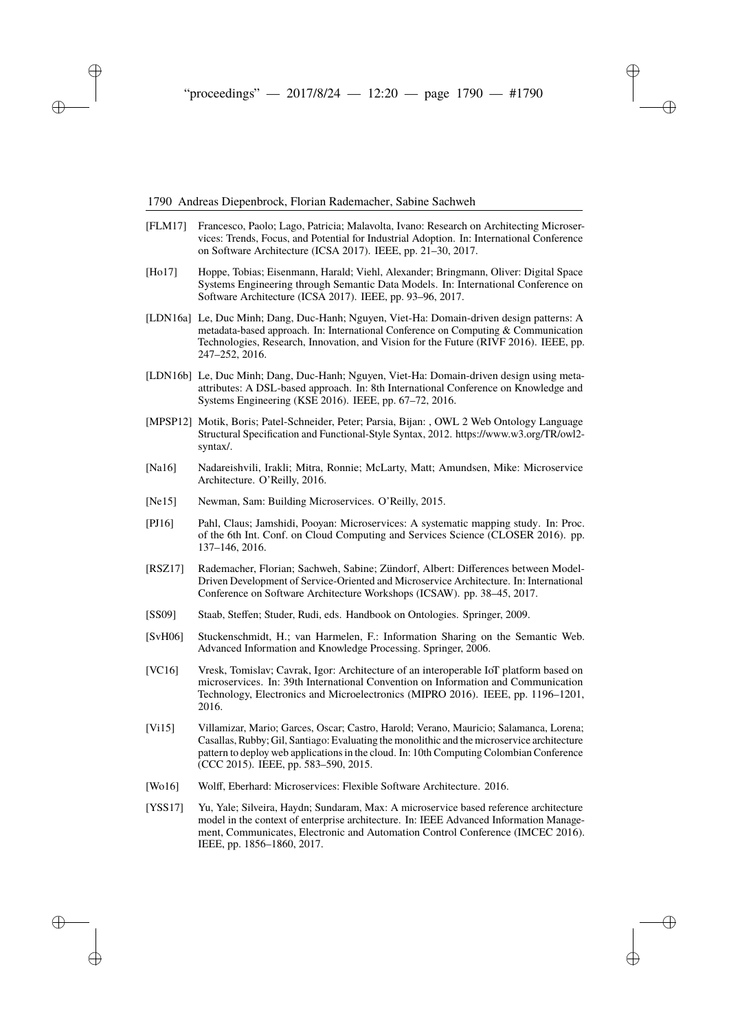- [FLM17] Francesco, Paolo; Lago, Patricia; Malavolta, Ivano: Research on Architecting Microservices: Trends, Focus, and Potential for Industrial Adoption. In: International Conference on Software Architecture (ICSA 2017). IEEE, pp. 21–30, 2017.
- [Ho17] Hoppe, Tobias; Eisenmann, Harald; Viehl, Alexander; Bringmann, Oliver: Digital Space Systems Engineering through Semantic Data Models. In: International Conference on Software Architecture (ICSA 2017). IEEE, pp. 93–96, 2017.
- [LDN16a] Le, Duc Minh; Dang, Duc-Hanh; Nguyen, Viet-Ha: Domain-driven design patterns: A metadata-based approach. In: International Conference on Computing & Communication Technologies, Research, Innovation, and Vision for the Future (RIVF 2016). IEEE, pp. 247–252, 2016.
- [LDN16b] Le, Duc Minh; Dang, Duc-Hanh; Nguyen, Viet-Ha: Domain-driven design using meta-attributes: A DSL-based approach. In: 8th International Conference on Knowledge and Systems Engineering (KSE 2016). IEEE, pp. 67–72, 2016.
- [MPSP12] Motik, Boris; Patel-Schneider, Peter; Parsia, Bijan: , OWL 2 Web Ontology Language Structural Specification and Functional-Style Syntax, 2012. https://www.w3.org/TR/owl2-syntax/.
- [Na16] Nadareishvili, Irakli; Mitra, Ronnie; McLarty, Matt; Amundsen, Mike: Microservice Architecture. O'Reilly, 2016.
- [Ne15] Newman, Sam: Building Microservices. O'Reilly, 2015.
- [PJ16] Pahl, Claus; Jamshidi, Pooyan: Microservices: A systematic mapping study. In: Proc. of the 6th Int. Conf. on Cloud Computing and Services Science (CLOSER 2016). pp. 137–146, 2016.
- [RSZ17] Rademacher, Florian; Sachweh, Sabine; Zündorf, Albert: Differences between Model-Driven Development of Service-Oriented and Microservice Architecture. In: International Conference on Software Architecture Workshops (ICSAW). pp. 38–45, 2017.
- [SS09] Staab, Steffen; Studer, Rudi, eds. Handbook on Ontologies. Springer, 2009.
- [SvH06] Stuckenschmidt, H.; van Harmelen, F.: Information Sharing on the Semantic Web. Advanced Information and Knowledge Processing. Springer, 2006.
- [VC16] Vresk, Tomislav; Cavrak, Igor: Architecture of an interoperable IoT platform based on microservices. In: 39th International Convention on Information and Communication Technology, Electronics and Microelectronics (MIPRO 2016). IEEE, pp. 1196–1201, 2016.
- [Vi15] Villamizar, Mario; Garces, Oscar; Castro, Harold; Verano, Mauricio; Salamanca, Lorena; Casallas, Rubby; Gil, Santiago: Evaluating the monolithic and the microservice architecture pattern to deploy web applications in the cloud. In: 10th Computing Colombian Conference (CCC 2015). IEEE, pp. 583–590, 2015.
- [Wo16] Wolff, Eberhard: Microservices: Flexible Software Architecture. 2016.
- [YSS17] Yu, Yale; Silveira, Haydn; Sundaram, Max: A microservice based reference architecture model in the context of enterprise architecture. In: IEEE Advanced Information Management, Communicates, Electronic and Automation Control Conference (IMCEC 2016). IEEE, pp. 1856–1860, 2017.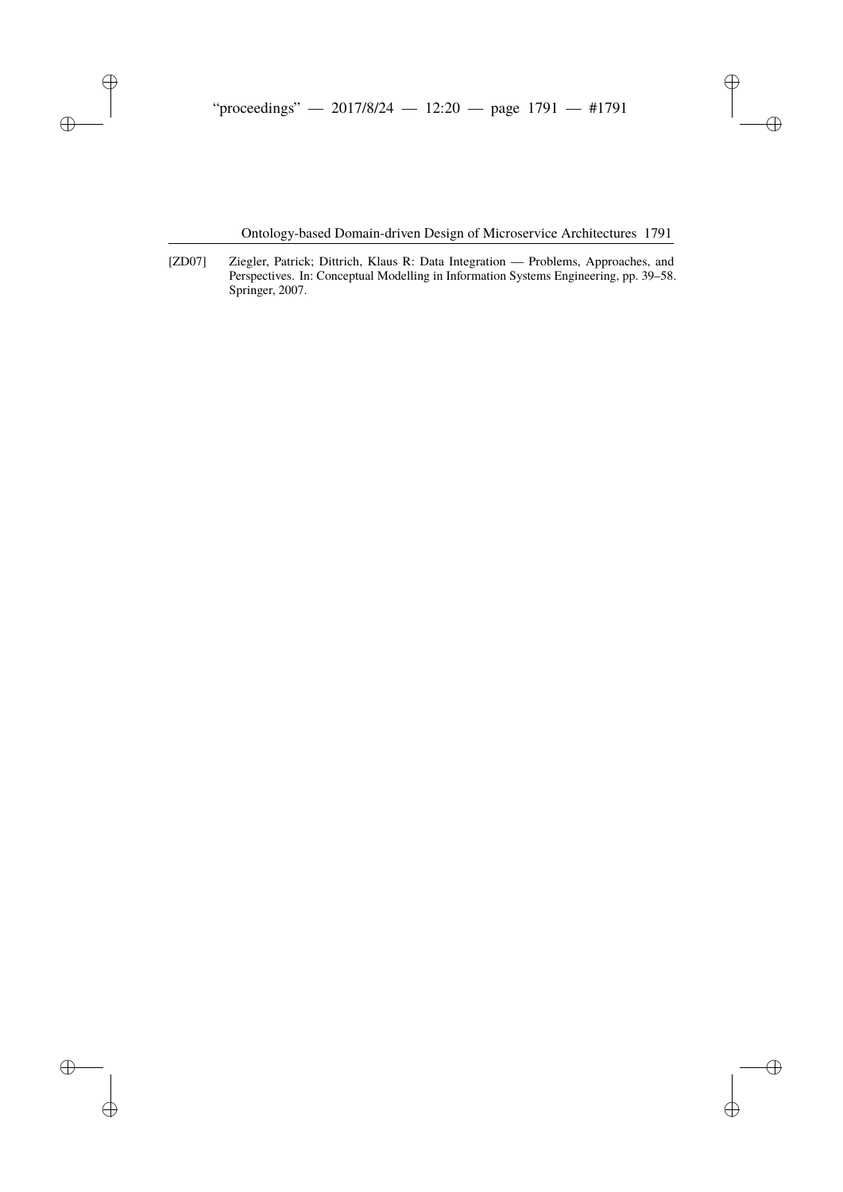[ZD07] Ziegler, Patrick; Dittrich, Klaus R: Data Integration — Problems, Approaches, and Perspectives. In: Conceptual Modelling in Information Systems Engineering, pp. 39–58. Springer, 2007.